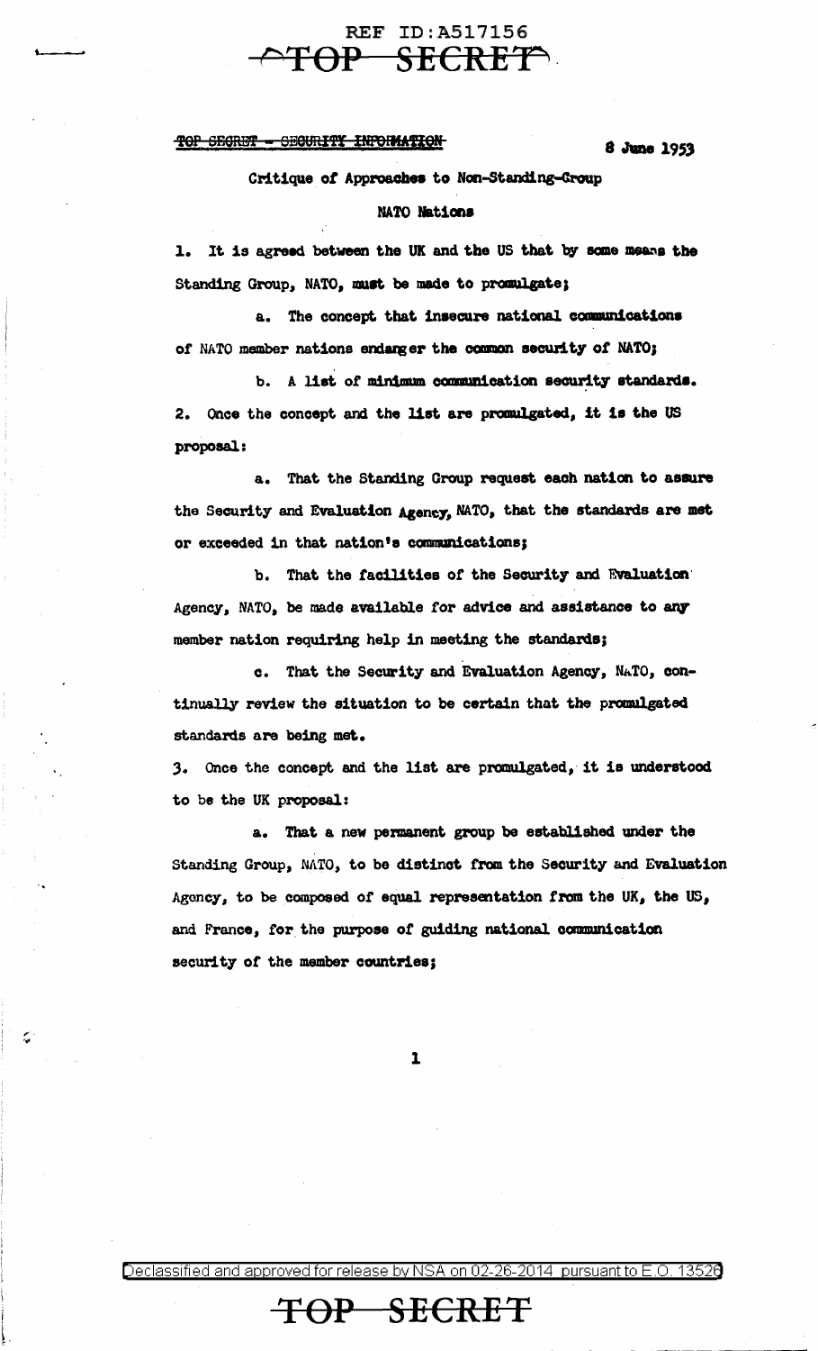~~TOP SECRET - SECURITY INFORMATION~~

8 June 1953

Critique of Approaches to Non-Standing-Group

NATO Nations

1. It is agreed between the UK and the US that by some means the Standing Group, NATO, must be made to promulgate;

   a. The concept that insecure national communications of NATO member nations endanger the common security of NATO;

   b. A list of minimum communication security standards.

2. Once the concept and the list are promulgated, it is the US proposal:

   a. That the Standing Group request each nation to assure the Security and Evaluation Agency, NATO, that the standards are met or exceeded in that nation's communications;

   b. That the facilities of the Security and Evaluation Agency, NATO, be made available for advice and assistance to any member nation requiring help in meeting the standards;

   c. That the Security and Evaluation Agency, NATO, continually review the situation to be certain that the promulgated standards are being met.

3. Once the concept and the list are promulgated, it is understood to be the UK proposal:

   a. That a new permanent group be established under the Standing Group, NATO, to be distinct from the Security and Evaluation Agency, to be composed of equal representation from the UK, the US, and France, for the purpose of guiding national communication security of the member countries;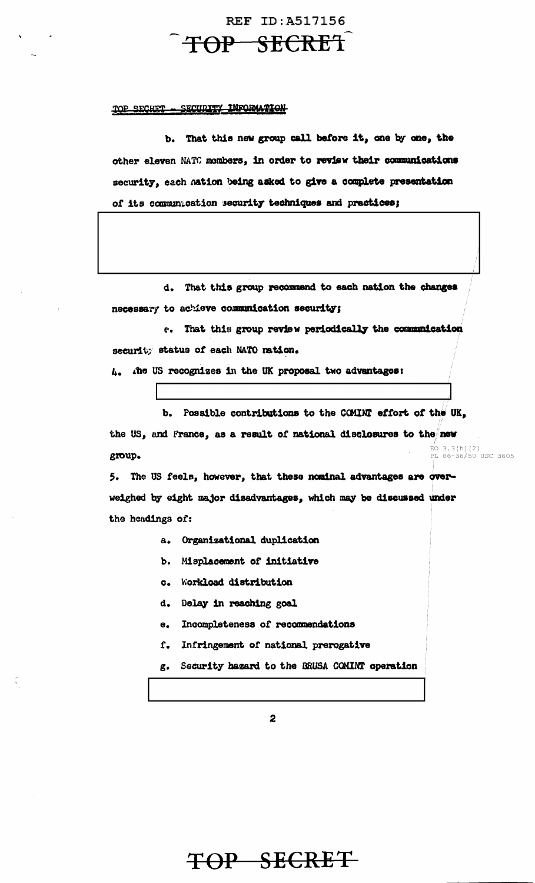TOP SECRET - SECURITY INFORMATION

b. That this new group call before it, one by one, the other eleven NATO members, in order to review their communications security, each nation being asked to give a complete presentation of its communication security techniques and practices;

d. That this group recommend to each nation the changes necessary to achieve communication security;

e. That this group review periodically the communication security status of each NATO nation.

4. The US recognizes in the UK proposal two advantages:

b. Possible contributions to the COMINT effort of the UK, the US, and France, as a result of national disclosures to the new group.

EO 3.3(h)(2)
PL 86-36/50 USC 3605

5. The US feels, however, that these nominal advantages are overweighed by eight major disadvantages, which may be discussed under the headings of:

a. Organizational duplication

b. Misplacement of initiative

c. Workload distribution

d. Delay in reaching goal

e. Incompleteness of recommendations

f. Infringement of national prerogative

g. Security hazard to the BRUSA COMINT operation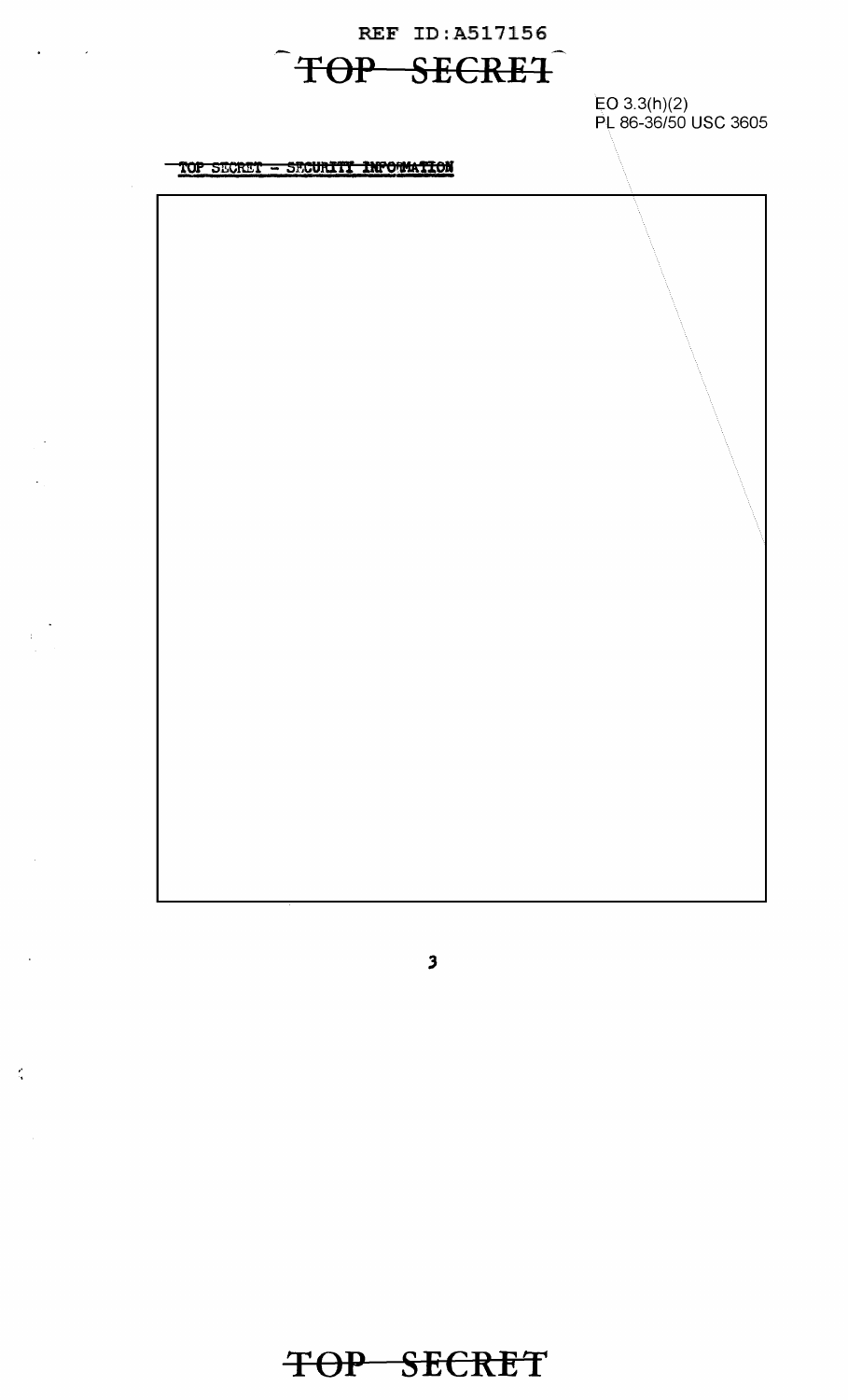EO 3.3(h)(2)
PL 86-36/50 USC 3605

TOP SECRET - SECURITY INFORMATION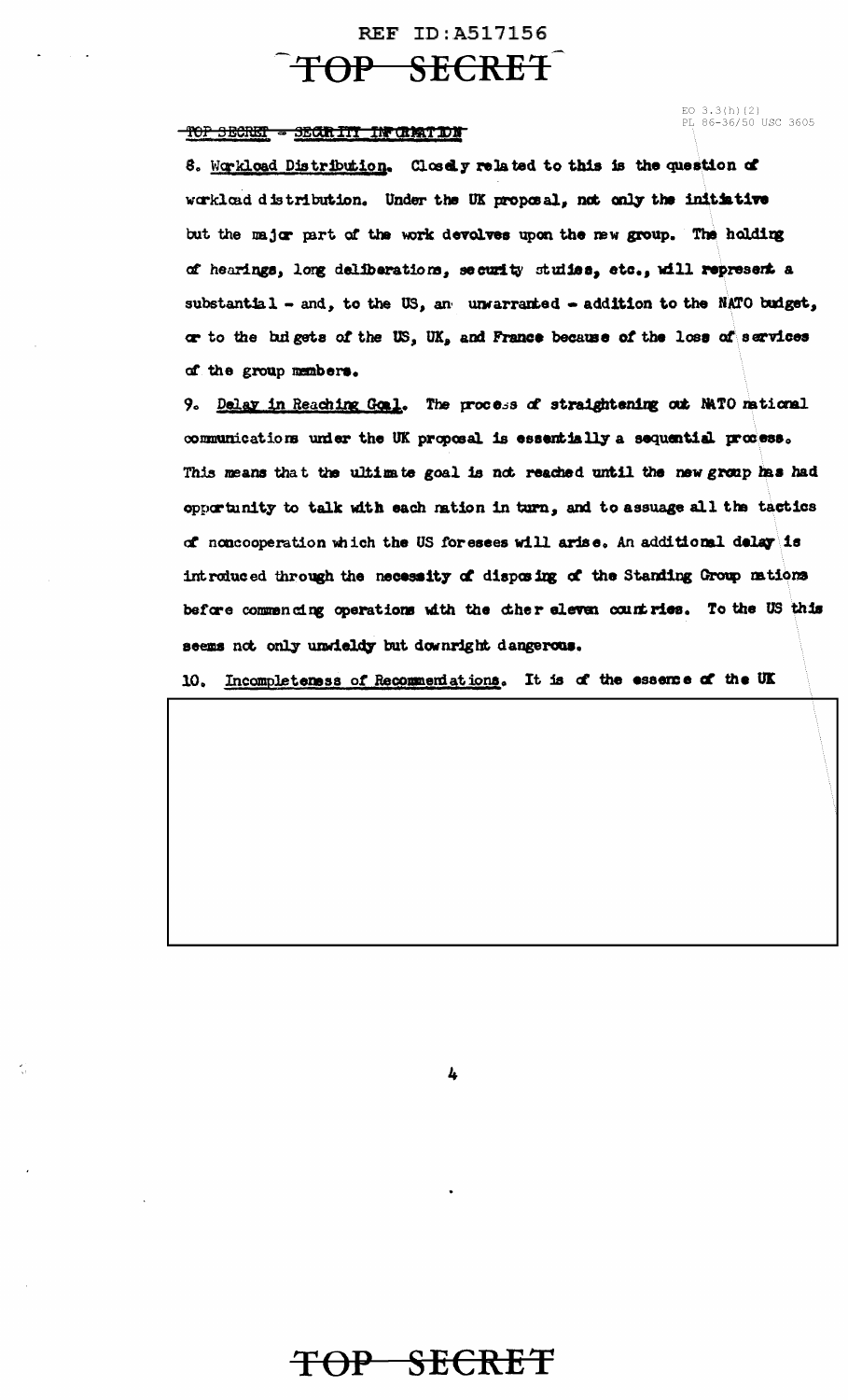TOP SECRET - SECURITY INFORMATION

EO 3.3(h)(2)
PL 86-36/50 USC 3605

8. Workload Distribution. Closely related to this is the question of workload distribution. Under the UK proposal, not only the initiative but the major part of the work devolves upon the new group. The holding of hearings, long deliberations, security studies, etc., will represent a substantial - and, to the US, an unwarranted - addition to the NATO budget, or to the budgets of the US, UK, and France because of the loss of services of the group members.

9. Delay in Reaching Goal. The process of straightening out NATO national communications under the UK proposal is essentially a sequential process. This means that the ultimate goal is not reached until the new group has had opportunity to talk with each nation in turn, and to assuage all the tactics of noncooperation which the US foresees will arise. An additional delay is introduced through the necessity of disposing of the Standing Group nations before commencing operations with the other eleven countries. To the US this seems not only unwieldy but downright dangerous.

10. Incompleteness of Recommendations. It is of the essence of the UK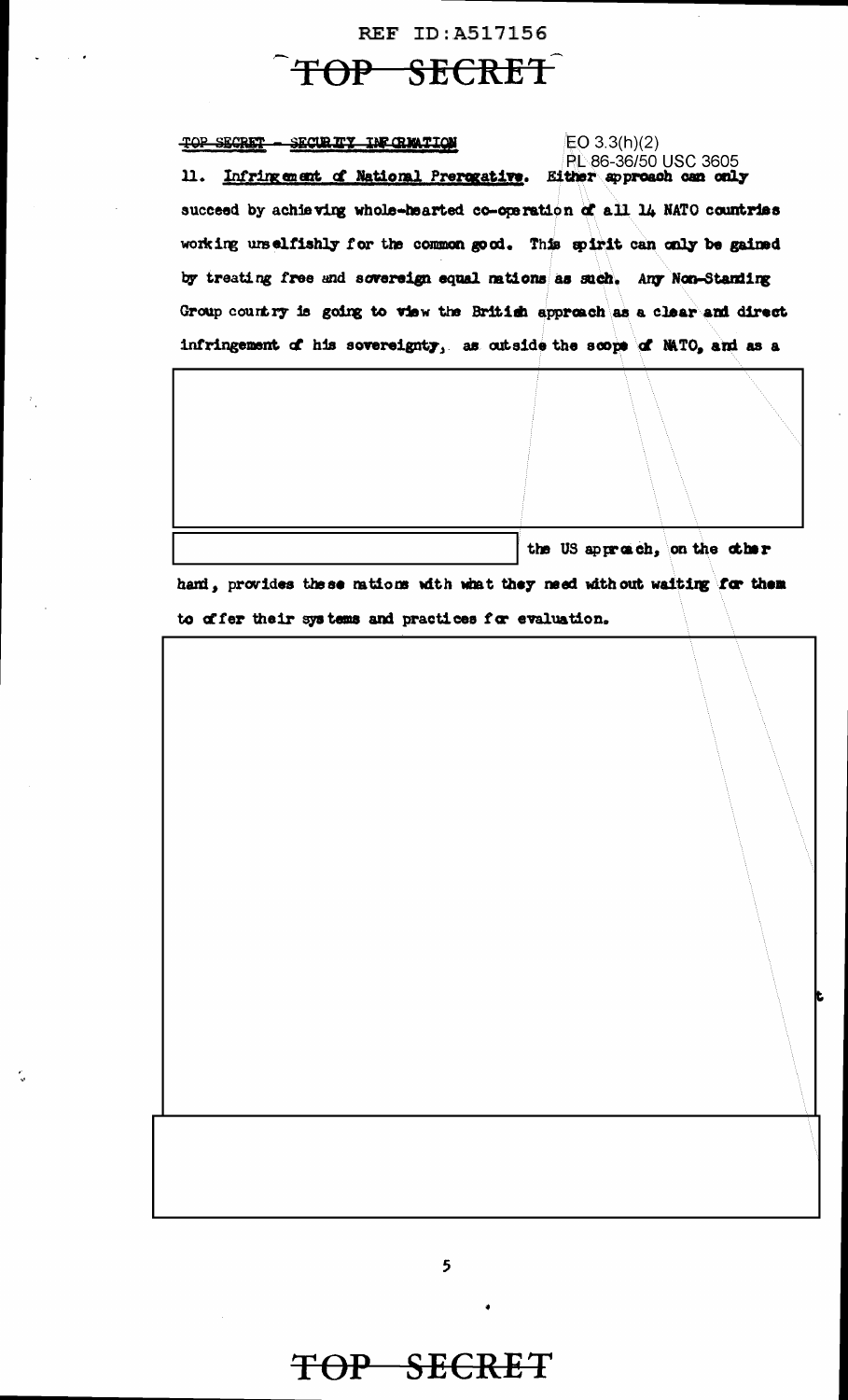REF ID:A517156

TOP SECRET

TOP SECRET - SECURITY INFORMATION

EO 3.3(h)(2)
PL 86-36/50 USC 3605

11. Infringement of National Prerogative. Either approach can only succeed by achieving whole-hearted co-operation of all 14 NATO countries working unselfishly for the common good. This spirit can only be gained by treating free and sovereign equal nations as such. Any Non-Standing Group country is going to view the British approach as a clear and direct infringement of his sovereignty, as outside the scope of NATO, and as a

the US approach, on the other hand, provides these nations with what they need without waiting for them to offer their systems and practices for evaluation.

TOP SECRET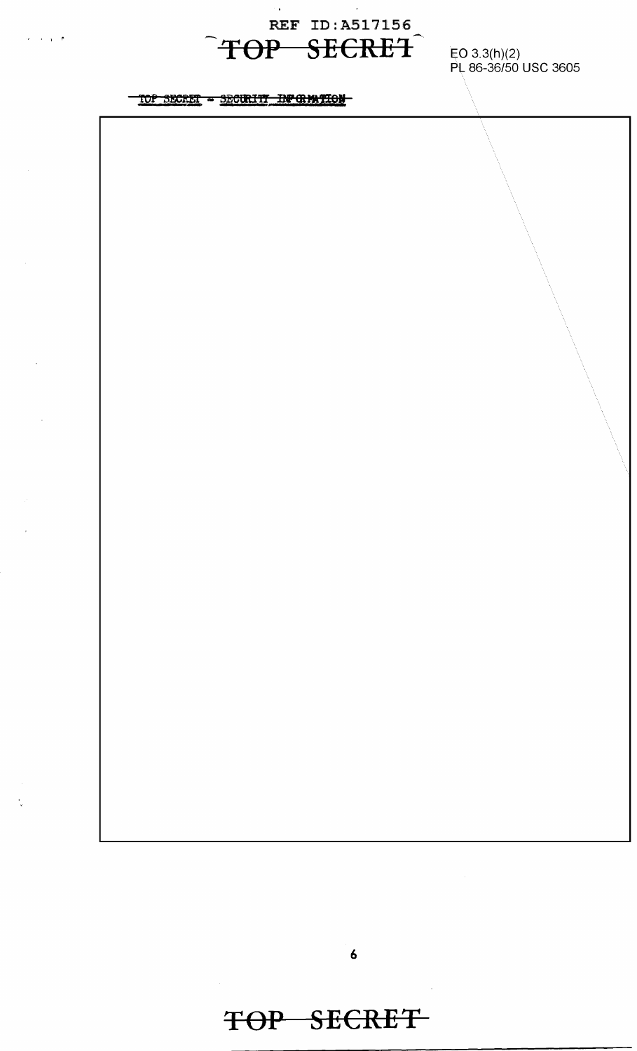EO 3.3(h)(2)
PL 86-36/50 USC 3605

~~TOP SECRET - SECURITY INFORMATION~~